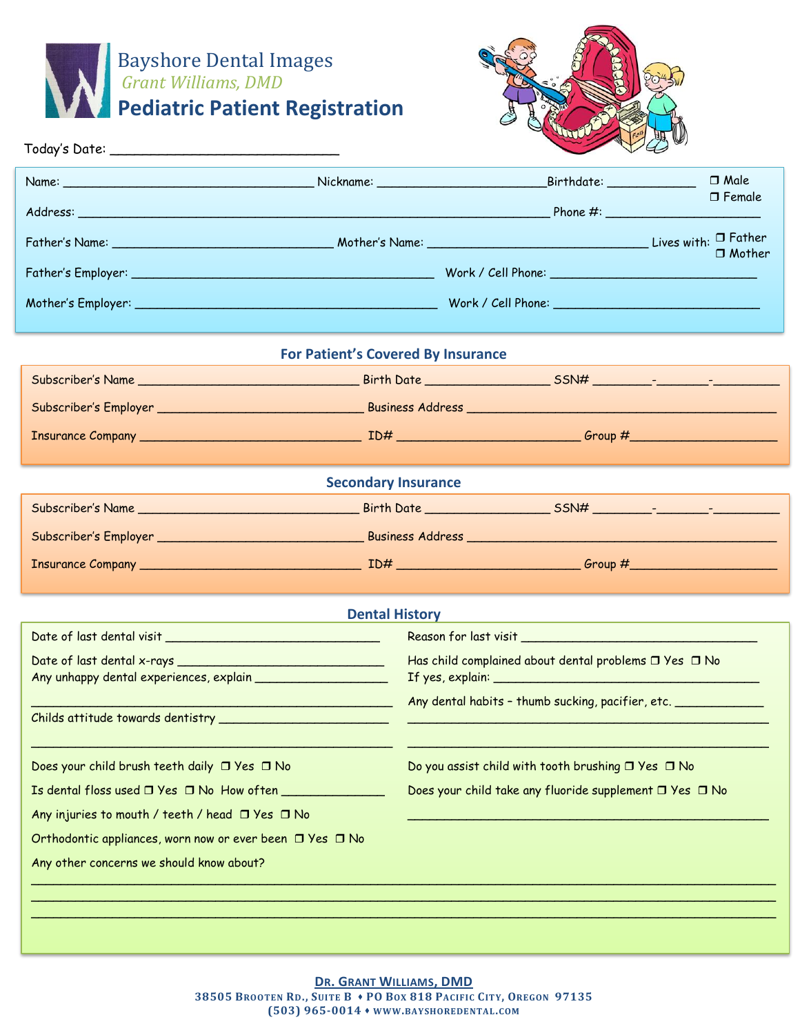# Bayshore Dental Images

*Grant Williams, DMD*

## Pediatric Patient Registration

Today's Date: ______________________________

Name: ___________________________________ Nickname: _______________________ Birthdate: ____________ ❒ Male ❒ Female

Address: _______________________________________________________________________ Phone #: ______________________

Father's Name: _______________________________ Mother's Name: ______________________________ Lives with: ❒ Father ❒ Mother

Father's Employer: ___________________________________________ Work / Cell Phone: _____________________________

Mother's Employer: ___________________________________________ Work / Cell Phone: _____________________________

### For Patient's Covered By Insurance

Subscriber's Name _______________________________ Birth Date _________________ SSN# ________-_______-_________

Subscriber's Employer _____________________________ Business Address _____________________________________________

Insurance Company ________________________________ ID# _________________________ Group #_____________________

### Secondary Insurance

Subscriber's Name _______________________________ Birth Date _________________ SSN# ________-_______-_________

Subscriber's Employer _____________________________ Business Address _____________________________________________

Insurance Company ________________________________ ID# _________________________ Group #_____________________

### Dental History

Date of last dental visit ______________________________

Date of last dental x-rays ______________________________

Any unhappy dental experiences, explain __________________

__________________________________________________

Childs attitude towards dentistry ________________________

__________________________________________________

Reason for last visit _________________________________

Has child complained about dental problems ❒ Yes ❒ No

If yes, explain: _____________________________________

Any dental habits – thumb sucking, pacifier, etc. ____________

__________________________________________________

__________________________________________________

Does your child brush teeth daily ❒ Yes ❒ No

Is dental floss used ❒ Yes ❒ No How often ______________

Any injuries to mouth / teeth / head ❒ Yes ❒ No

Orthodontic appliances, worn now or ever been ❒ Yes ❒ No

Do you assist child with tooth brushing ❒ Yes ❒ No

Does your child take any fluoride supplement ❒ Yes ❒ No

__________________________________________________

Any other concerns we should know about?

______________________________________________________________________________________________

______________________________________________________________________________________________

______________________________________________________________________________________________

**Dr. Grant Williams, DMD**

38505 Brooten Rd., Suite B ♦ PO Box 818 Pacific City, Oregon 97135

(503) 965-0014 ♦ www.bayshoredental.com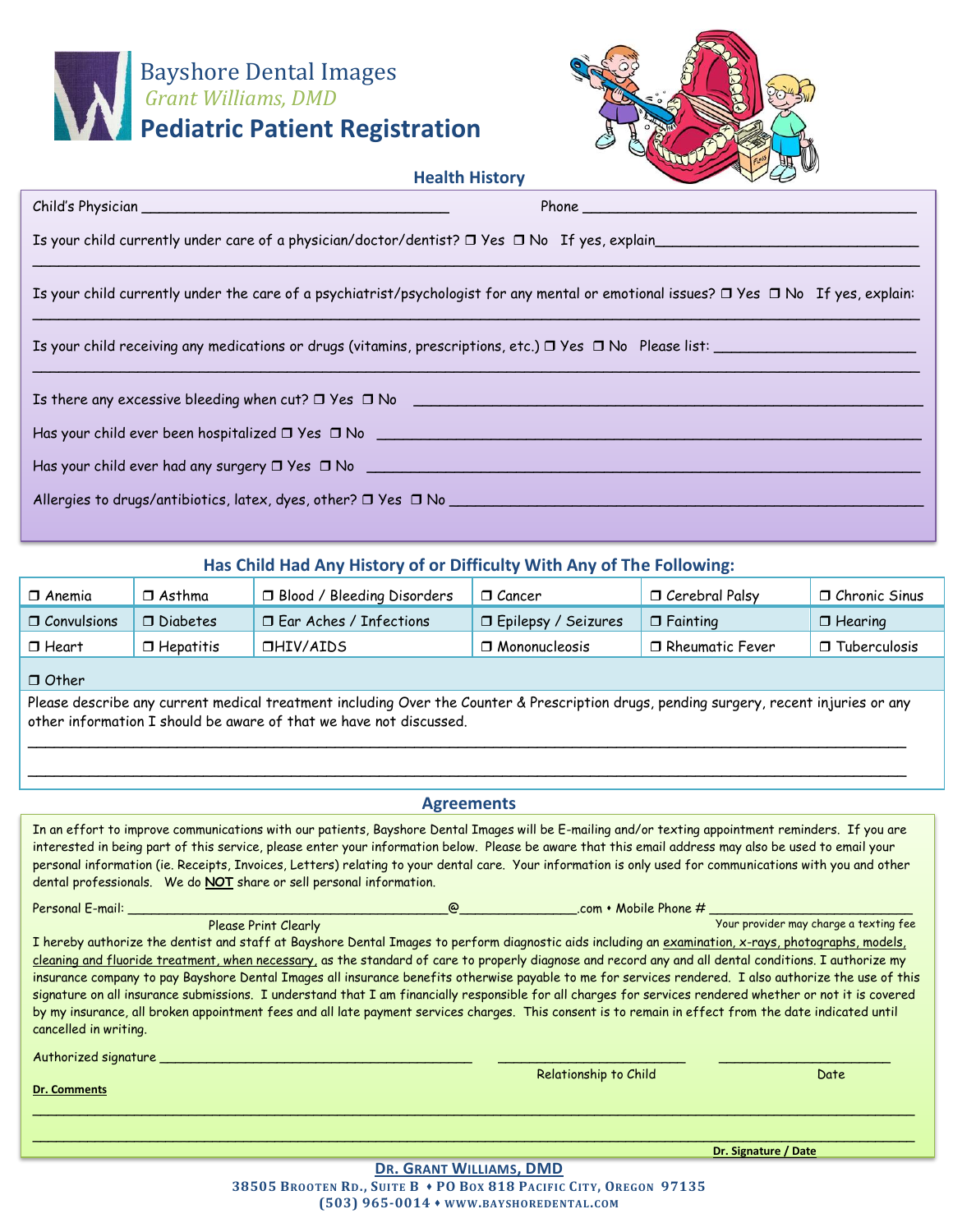# Bayshore Dental Images

*Grant Williams, DMD*

## Pediatric Patient Registration

### Health History

Child's Physician ______________________________ Phone ______________________________

Is your child currently under care of a physician/doctor/dentist? ❒ Yes ❒ No If yes, explain______________________________

______________________________________________________________________________

Is your child currently under the care of a psychiatrist/psychologist for any mental or emotional issues? ❒ Yes ❒ No If yes, explain:

______________________________________________________________________________

Is your child receiving any medications or drugs (vitamins, prescriptions, etc.) ❒ Yes ❒ No Please list: ______________________

______________________________________________________________________________

Is there any excessive bleeding when cut? ❒ Yes ❒ No ______________________________

Has your child ever been hospitalized ❒ Yes ❒ No ______________________________

Has your child ever had any surgery ❒ Yes ❒ No ______________________________

Allergies to drugs/antibiotics, latex, dyes, other? ❒ Yes ❒ No ______________________________

### Has Child Had Any History of or Difficulty With Any of The Following:

| | | | | | |
|---|---|---|---|---|---|
| ❒ Anemia | ❒ Asthma | ❒ Blood / Bleeding Disorders | ❒ Cancer | ❒ Cerebral Palsy | ❒ Chronic Sinus |
| ❒ Convulsions | ❒ Diabetes | ❒ Ear Aches / Infections | ❒ Epilepsy / Seizures | ❒ Fainting | ❒ Hearing |
| ❒ Heart | ❒ Hepatitis | ❒HIV/AIDS | ❒ Mononucleosis | ❒ Rheumatic Fever | ❒ Tuberculosis |
| ❒ Other | | | | | |

Please describe any current medical treatment including Over the Counter & Prescription drugs, pending surgery, recent injuries or any other information I should be aware of that we have not discussed.

______________________________________________________________________________

______________________________________________________________________________

### Agreements

In an effort to improve communications with our patients, Bayshore Dental Images will be E-mailing and/or texting appointment reminders. If you are interested in being part of this service, please enter your information below. Please be aware that this email address may also be used to email your personal information (ie. Receipts, Invoices, Letters) relating to your dental care. Your information is only used for communications with you and other dental professionals. We do **NOT** share or sell personal information.

Personal E-mail: ______________________________@______________.com • Mobile Phone # ______________________

Please Print Clearly — Your provider may charge a texting fee

I hereby authorize the dentist and staff at Bayshore Dental Images to perform diagnostic aids including an examination, x-rays, photographs, models, cleaning and fluoride treatment, when necessary, as the standard of care to properly diagnose and record any and all dental conditions. I authorize my insurance company to pay Bayshore Dental Images all insurance benefits otherwise payable to me for services rendered. I also authorize the use of this signature on all insurance submissions. I understand that I am financially responsible for all charges for services rendered whether or not it is covered by my insurance, all broken appointment fees and all late payment services charges. This consent is to remain in effect from the date indicated until cancelled in writing.

Authorized signature ______________________________ ______________________ ______________________

Relationship to Child — Date

**Dr. Comments**

______________________________________________________________________________

______________________________________________________________________________

**Dr. Signature / Date**

**Dr. Grant Williams, DMD**

38505 Brooten Rd., Suite B • PO Box 818 Pacific City, Oregon 97135

(503) 965-0014 • www.bayshoredental.com